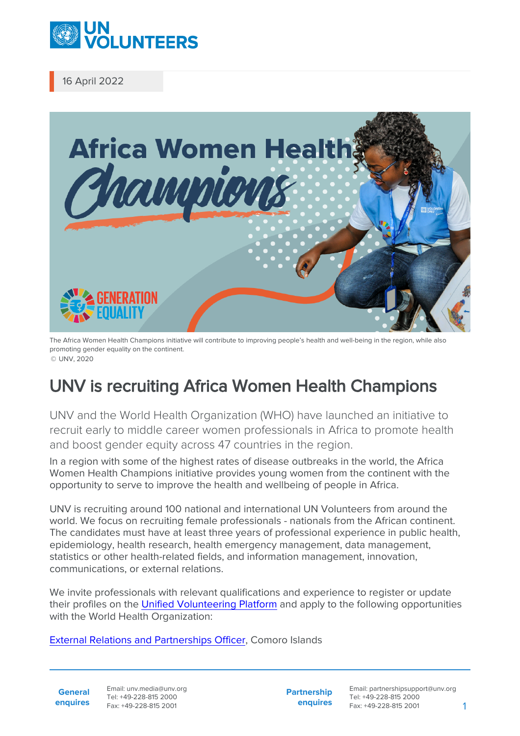16 April 2022

The Africa Women Health Champions initiative will contribute to improving people's health and well-being in the region, while also promoting gender equality on the continent.
© UNV, 2020

# UNV is recruiting Africa Women Health Champions

UNV and the World Health Organization (WHO) have launched an initiative to recruit early to middle career women professionals in Africa to promote health and boost gender equity across 47 countries in the region.

In a region with some of the highest rates of disease outbreaks in the world, the Africa Women Health Champions initiative provides young women from the continent with the opportunity to serve to improve the health and wellbeing of people in Africa.

UNV is recruiting around 100 national and international UN Volunteers from around the world. We focus on recruiting female professionals - nationals from the African continent. The candidates must have at least three years of professional experience in public health, epidemiology, health research, health emergency management, data management, statistics or other health-related fields, and information management, innovation, communications, or external relations.

We invite professionals with relevant qualifications and experience to register or update their profiles on the Unified Volunteering Platform and apply to the following opportunities with the World Health Organization:

External Relations and Partnerships Officer, Comoro Islands

**General enquires** Email: unv.media@unv.org Tel: +49-228-815 2000 Fax: +49-228-815 2001

**Partnership enquires** Email: partnershipsupport@unv.org Tel: +49-228-815 2000 Fax: +49-228-815 2001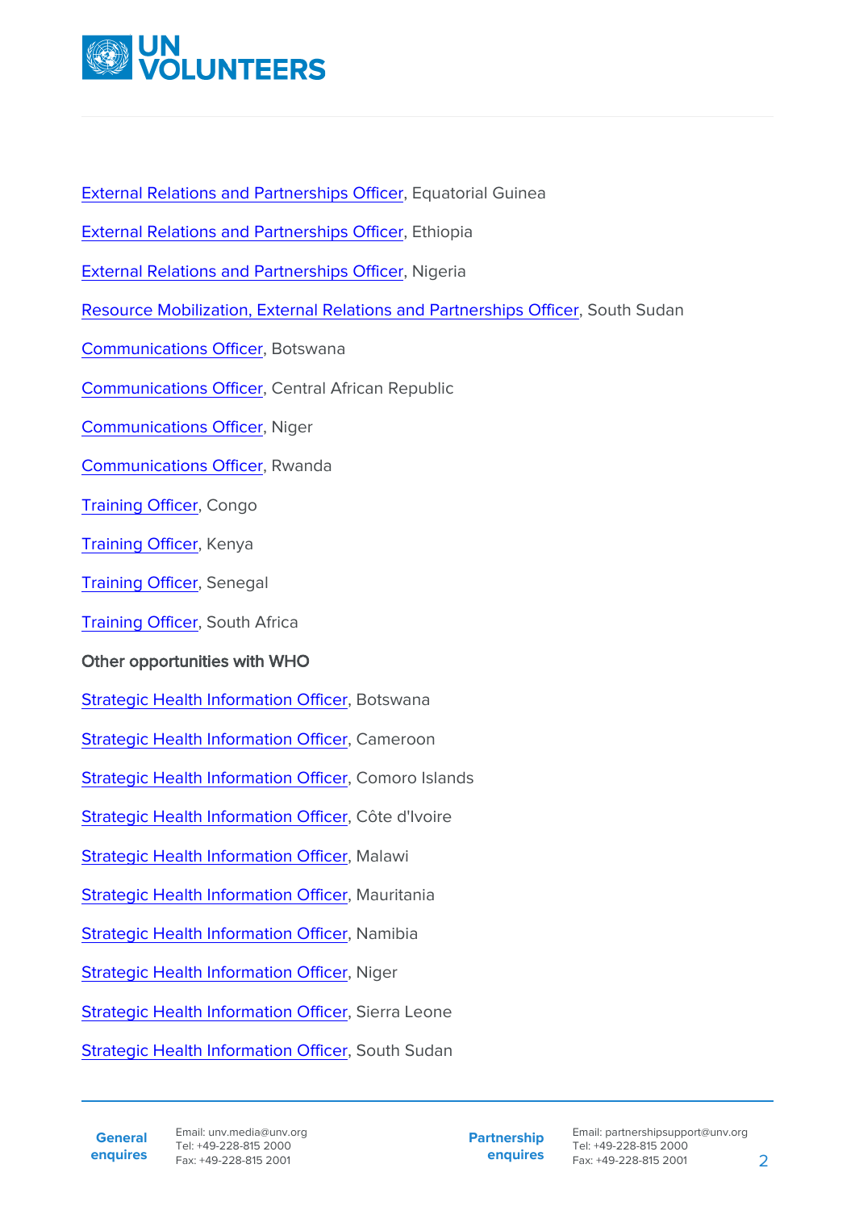External Relations and Partnerships Officer, Equatorial Guinea

External Relations and Partnerships Officer, Ethiopia

External Relations and Partnerships Officer, Nigeria

Resource Mobilization, External Relations and Partnerships Officer, South Sudan

Communications Officer, Botswana

Communications Officer, Central African Republic

Communications Officer, Niger

Communications Officer, Rwanda

Training Officer, Congo

Training Officer, Kenya

Training Officer, Senegal

Training Officer, South Africa

**Other opportunities with WHO**

Strategic Health Information Officer, Botswana

Strategic Health Information Officer, Cameroon

Strategic Health Information Officer, Comoro Islands

Strategic Health Information Officer, Côte d'Ivoire

Strategic Health Information Officer, Malawi

Strategic Health Information Officer, Mauritania

Strategic Health Information Officer, Namibia

Strategic Health Information Officer, Niger

Strategic Health Information Officer, Sierra Leone

Strategic Health Information Officer, South Sudan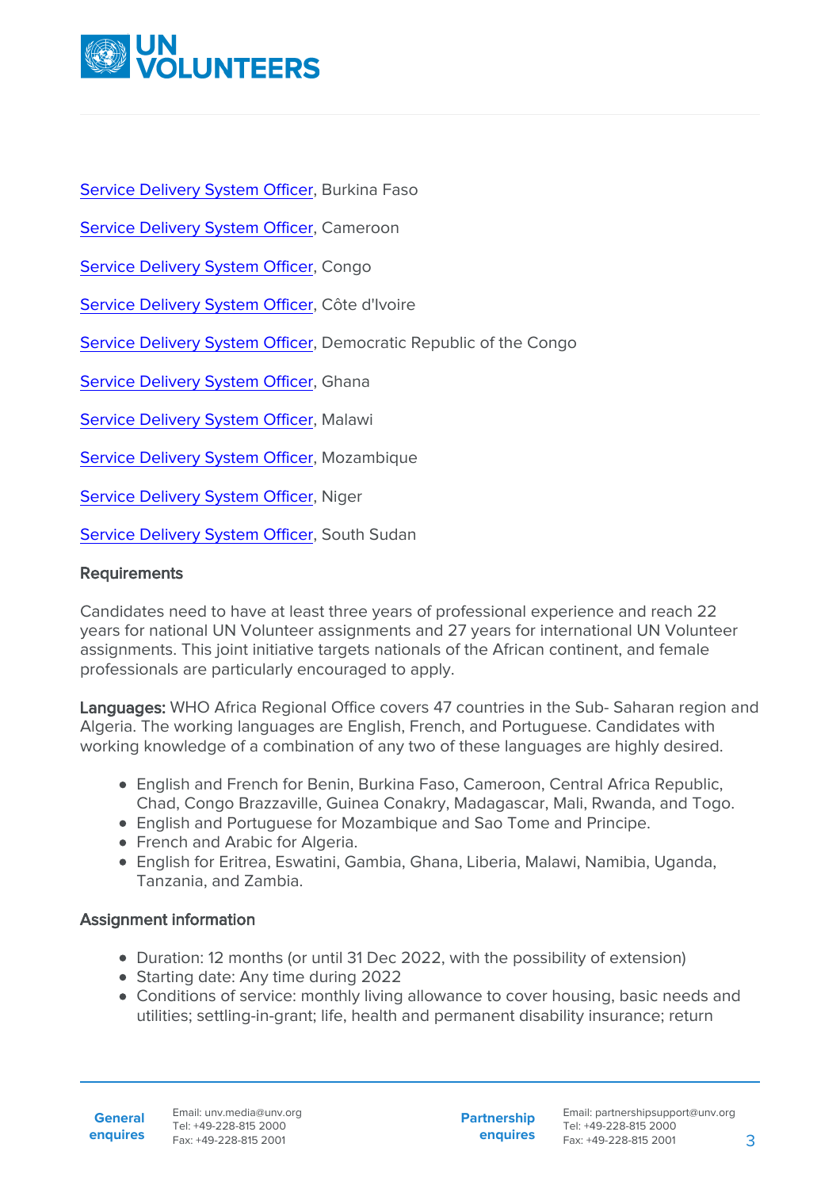[Service Delivery System Officer](), Burkina Faso

[Service Delivery System Officer](), Cameroon

[Service Delivery System Officer](), Congo

[Service Delivery System Officer](), Côte d'Ivoire

[Service Delivery System Officer](), Democratic Republic of the Congo

[Service Delivery System Officer](), Ghana

[Service Delivery System Officer](), Malawi

[Service Delivery System Officer](), Mozambique

[Service Delivery System Officer](), Niger

[Service Delivery System Officer](), South Sudan

### Requirements

Candidates need to have at least three years of professional experience and reach 22 years for national UN Volunteer assignments and 27 years for international UN Volunteer assignments. This joint initiative targets nationals of the African continent, and female professionals are particularly encouraged to apply.

**Languages:** WHO Africa Regional Office covers 47 countries in the Sub- Saharan region and Algeria. The working languages are English, French, and Portuguese. Candidates with working knowledge of a combination of any two of these languages are highly desired.

- English and French for Benin, Burkina Faso, Cameroon, Central Africa Republic, Chad, Congo Brazzaville, Guinea Conakry, Madagascar, Mali, Rwanda, and Togo.
- English and Portuguese for Mozambique and Sao Tome and Principe.
- French and Arabic for Algeria.
- English for Eritrea, Eswatini, Gambia, Ghana, Liberia, Malawi, Namibia, Uganda, Tanzania, and Zambia.

### Assignment information

- Duration: 12 months (or until 31 Dec 2022, with the possibility of extension)
- Starting date: Any time during 2022
- Conditions of service: monthly living allowance to cover housing, basic needs and utilities; settling-in-grant; life, health and permanent disability insurance; return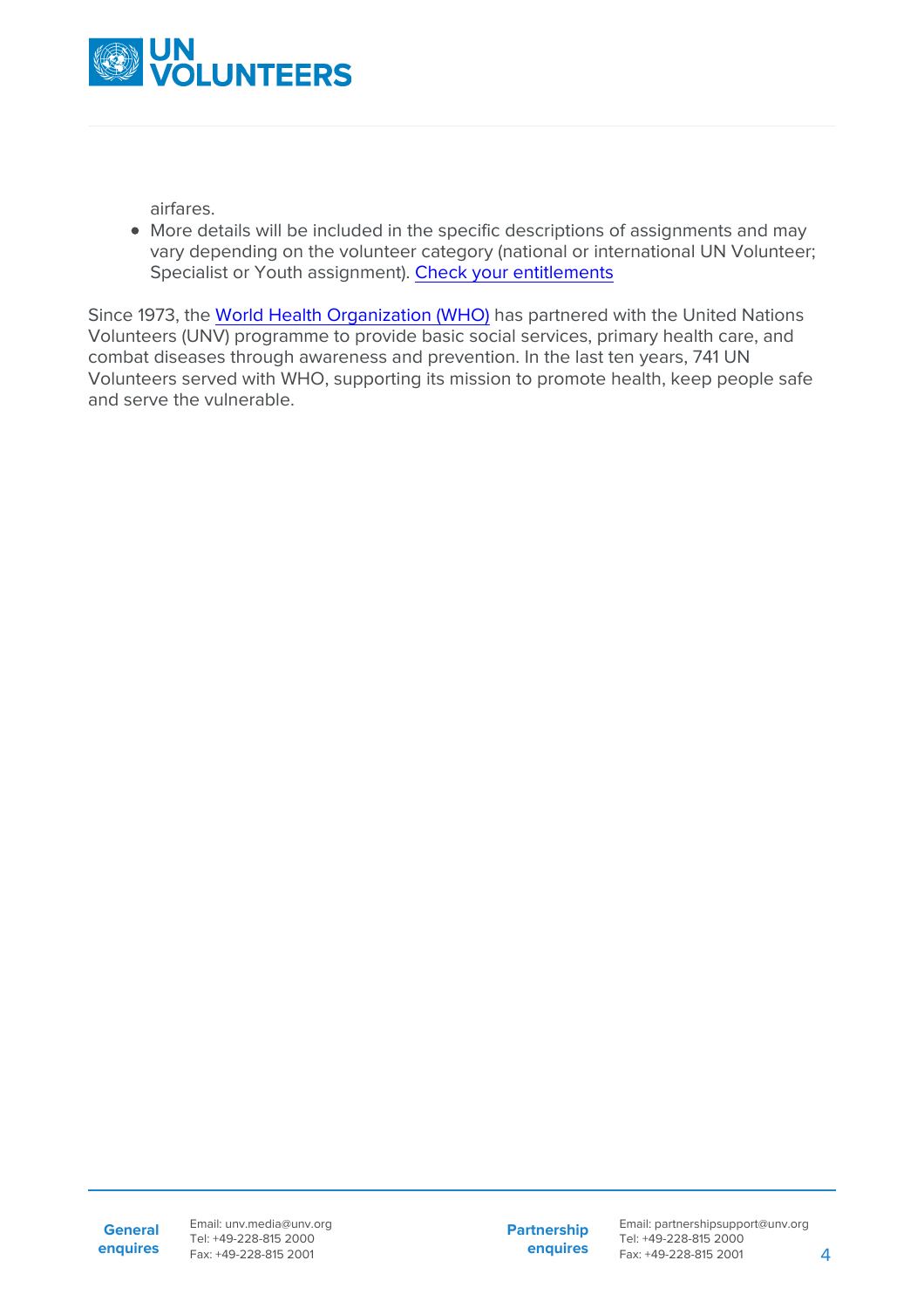airfares.

- More details will be included in the specific descriptions of assignments and may vary depending on the volunteer category (national or international UN Volunteer; Specialist or Youth assignment). [Check your entitlements]

Since 1973, the [World Health Organization (WHO)] has partnered with the United Nations Volunteers (UNV) programme to provide basic social services, primary health care, and combat diseases through awareness and prevention. In the last ten years, 741 UN Volunteers served with WHO, supporting its mission to promote health, keep people safe and serve the vulnerable.